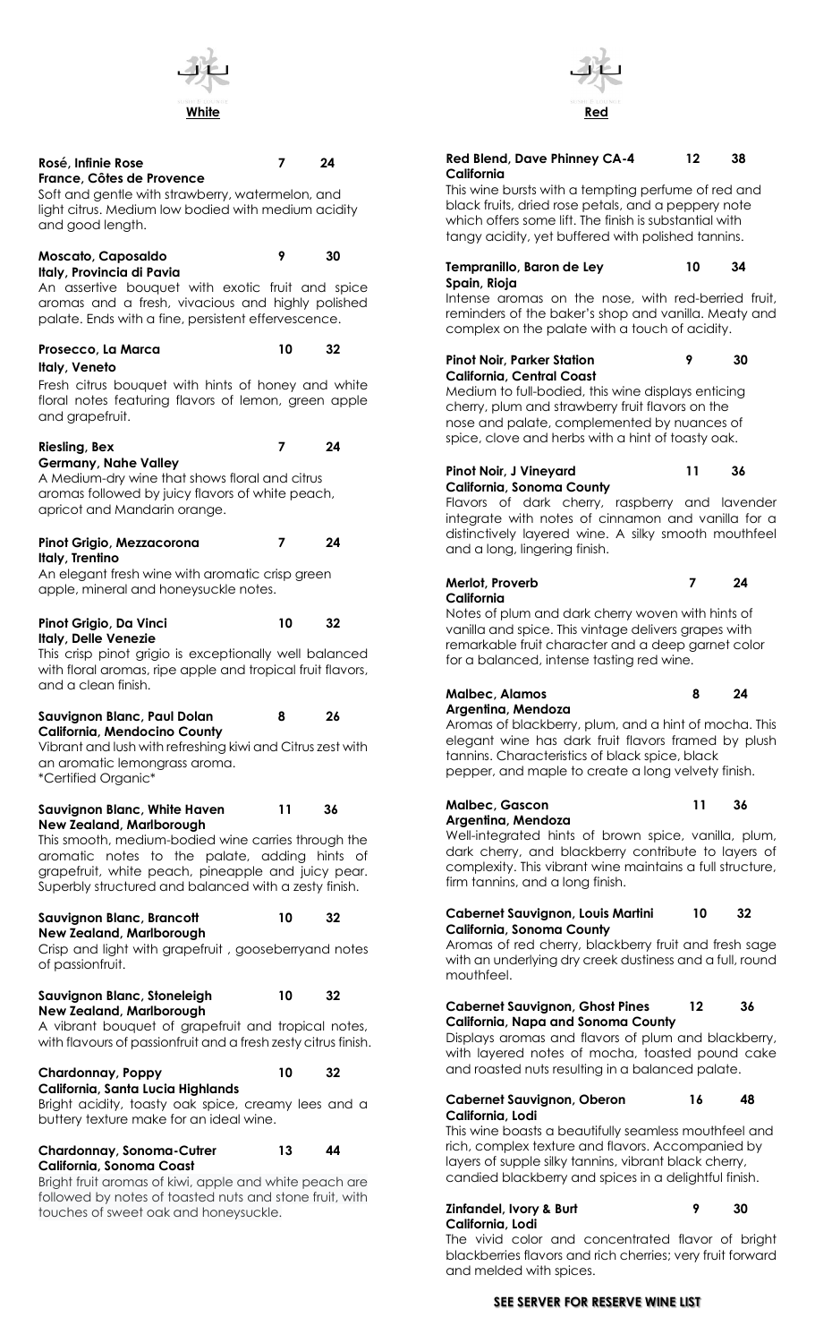## White

**Rosé, Infinie Rose** 7 24
**France, Côtes de Provence**
Soft and gentle with strawberry, watermelon, and light citrus. Medium low bodied with medium acidity and good length.

**Moscato, Caposaldo** 9 30
**Italy, Provincia di Pavia**
An assertive bouquet with exotic fruit and spice aromas and a fresh, vivacious and highly polished palate. Ends with a fine, persistent effervescence.

**Prosecco, La Marca** 10 32
**Italy, Veneto**
Fresh citrus bouquet with hints of honey and white floral notes featuring flavors of lemon, green apple and grapefruit.

**Riesling, Bex** 7 24
**Germany, Nahe Valley**
A Medium-dry wine that shows floral and citrus aromas followed by juicy flavors of white peach, apricot and Mandarin orange.

**Pinot Grigio, Mezzacorona** 7 24
**Italy, Trentino**
An elegant fresh wine with aromatic crisp green apple, mineral and honeysuckle notes.

**Pinot Grigio, Da Vinci** 10 32
**Italy, Delle Venezie**
This crisp pinot grigio is exceptionally well balanced with floral aromas, ripe apple and tropical fruit flavors, and a clean finish.

**Sauvignon Blanc, Paul Dolan** 8 26
**California, Mendocino County**
Vibrant and lush with refreshing kiwi and Citrus zest with an aromatic lemongrass aroma.
*Certified Organic*

**Sauvignon Blanc, White Haven** 11 36
**New Zealand, Marlborough**
This smooth, medium-bodied wine carries through the aromatic notes to the palate, adding hints of grapefruit, white peach, pineapple and juicy pear. Superbly structured and balanced with a zesty finish.

**Sauvignon Blanc, Brancott** 10 32
**New Zealand, Marlborough**
Crisp and light with grapefruit , gooseberryand notes of passionfruit.

**Sauvignon Blanc, Stoneleigh** 10 32
**New Zealand, Marlborough**
A vibrant bouquet of grapefruit and tropical notes, with flavours of passionfruit and a fresh zesty citrus finish.

**Chardonnay, Poppy** 10 32
**California, Santa Lucia Highlands**
Bright acidity, toasty oak spice, creamy lees and a buttery texture make for an ideal wine.

**Chardonnay, Sonoma-Cutrer** 13 44
**California, Sonoma Coast**
Bright fruit aromas of kiwi, apple and white peach are followed by notes of toasted nuts and stone fruit, with touches of sweet oak and honeysuckle.

## Red

**Red Blend, Dave Phinney CA-4** 12 38
**California**
This wine bursts with a tempting perfume of red and black fruits, dried rose petals, and a peppery note which offers some lift. The finish is substantial with tangy acidity, yet buffered with polished tannins.

**Tempranillo, Baron de Ley** 10 34
**Spain, Rioja**
Intense aromas on the nose, with red-berried fruit, reminders of the baker's shop and vanilla. Meaty and complex on the palate with a touch of acidity.

**Pinot Noir, Parker Station** 9 30
**California, Central Coast**
Medium to full-bodied, this wine displays enticing cherry, plum and strawberry fruit flavors on the nose and palate, complemented by nuances of spice, clove and herbs with a hint of toasty oak.

**Pinot Noir, J Vineyard** 11 36
**California, Sonoma County**
Flavors of dark cherry, raspberry and lavender integrate with notes of cinnamon and vanilla for a distinctively layered wine. A silky smooth mouthfeel and a long, lingering finish.

**Merlot, Proverb** 7 24
**California**
Notes of plum and dark cherry woven with hints of vanilla and spice. This vintage delivers grapes with remarkable fruit character and a deep garnet color for a balanced, intense tasting red wine.

**Malbec, Alamos** 8 24
**Argentina, Mendoza**
Aromas of blackberry, plum, and a hint of mocha. This elegant wine has dark fruit flavors framed by plush tannins. Characteristics of black spice, black pepper, and maple to create a long velvety finish.

**Malbec, Gascon** 11 36
**Argentina, Mendoza**
Well-integrated hints of brown spice, vanilla, plum, dark cherry, and blackberry contribute to layers of complexity. This vibrant wine maintains a full structure, firm tannins, and a long finish.

**Cabernet Sauvignon, Louis Martini** 10 32
**California, Sonoma County**
Aromas of red cherry, blackberry fruit and fresh sage with an underlying dry creek dustiness and a full, round mouthfeel.

**Cabernet Sauvignon, Ghost Pines** 12 36
**California, Napa and Sonoma County**
Displays aromas and flavors of plum and blackberry, with layered notes of mocha, toasted pound cake and roasted nuts resulting in a balanced palate.

**Cabernet Sauvignon, Oberon** 16 48
**California, Lodi**
This wine boasts a beautifully seamless mouthfeel and rich, complex texture and flavors. Accompanied by layers of supple silky tannins, vibrant black cherry, candied blackberry and spices in a delightful finish.

**Zinfandel, Ivory & Burt** 9 30
**California, Lodi**
The vivid color and concentrated flavor of bright blackberries flavors and rich cherries; very fruit forward and melded with spices.

**SEE SERVER FOR RESERVE WINE LIST**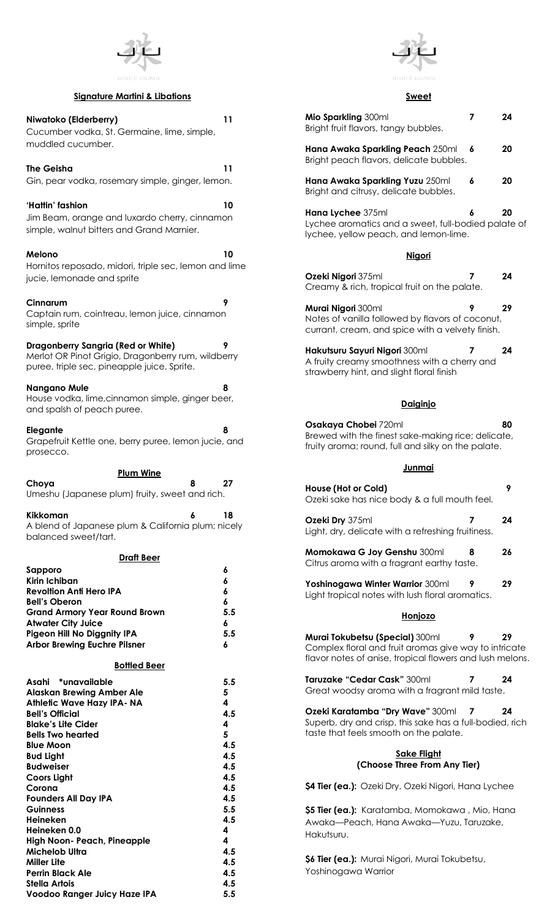## Signature Martini & Libations

**Niwatoko (Elderberry)** 11
Cucumber vodka, St. Germaine, lime, simple, muddled cucumber.

**The Geisha** 11
Gin, pear vodka, rosemary simple, ginger, lemon.

**'Hattin' fashion** 10
Jim Beam, orange and luxardo cherry, cinnamon simple, walnut bitters and Grand Marnier.

**Melono** 10
Hornitos reposado, midori, triple sec, lemon and lime jucie, lemonade and sprite

**Cinnarum** 9
Captain rum, cointreau, lemon juice, cinnamon simple, sprite

**Dragonberry Sangria (Red or White)** 9
Merlot OR Pinot Grigio, Dragonberry rum, wildberry puree, triple sec, pineapple juice, Sprite.

**Nangano Mule** 8
House vodka, lime,cinnamon simple, ginger beer, and spalsh of peach puree.

**Elegante** 8
Grapefruit Kettle one, berry puree, lemon jucie, and prosecco.

## Plum Wine

**Choya** 8 27
Umeshu (Japanese plum) fruity, sweet and rich.

**Kikkoman** 6 18
A blend of Japanese plum & California plum; nicely balanced sweet/tart.

## Draft Beer

| | |
|---|---|
| **Sapporo** | 6 |
| **Kirin Ichiban** | 6 |
| **Revoltion Anti Hero IPA** | 6 |
| **Bell's Oberon** | 6 |
| **Grand Armory Year Round Brown** | 5.5 |
| **Atwater City Juice** | 6 |
| **Pigeon Hill No Diggnity IPA** | 5.5 |
| **Arbor Brewing Euchre Pilsner** | 6 |

## Bottled Beer

| | |
|---|---|
| **Asahi *unavailable** | 5.5 |
| **Alaskan Brewing Amber Ale** | 5 |
| **Athletic Wave Hazy IPA- NA** | 4 |
| **Bell's Official** | 4.5 |
| **Blake's Lite Cider** | 4 |
| **Bells Two hearted** | 5 |
| **Blue Moon** | 4.5 |
| **Bud Light** | 4.5 |
| **Budweiser** | 4.5 |
| **Coors Light** | 4.5 |
| **Corona** | 4.5 |
| **Founders All Day IPA** | 4.5 |
| **Guinness** | 5.5 |
| **Heineken** | 4.5 |
| **Heineken 0.0** | 4 |
| **High Noon- Peach, Pineapple** | 4 |
| **Michelob Ultra** | 4.5 |
| **Miller Lite** | 4.5 |
| **Perrin Black Ale** | 4.5 |
| **Stella Artois** | 4.5 |
| **Voodoo Ranger Juicy Haze IPA** | 5.5 |

## Sweet

**Mio Sparkling** 300ml 7 24
Bright fruit flavors, tangy bubbles.

**Hana Awaka Sparkling Peach** 250ml 6 20
Bright peach flavors, delicate bubbles.

**Hana Awaka Sparkling Yuzu** 250ml 6 20
Bright and citrusy, delicate bubbles.

**Hana Lychee** 375ml 6 20
Lychee aromatics and a sweet, full-bodied palate of lychee, yellow peach, and lemon-lime.

## Nigori

**Ozeki Nigori** 375ml 7 24
Creamy & rich, tropical fruit on the palate.

**Murai Nigori** 300ml 9 29
Notes of vanilla followed by flavors of coconut, currant, cream, and spice with a velvety finish.

**Hakutsuru Sayuri Nigori** 300ml 7 24
A fruity creamy smoothness with a cherry and strawberry hint, and slight floral finish

## Daiginjo

**Osakaya Chobei** 720ml 80
Brewed with the finest sake-making rice; delicate, fruity aroma; round, full and silky on the palate.

## Junmai

**House (Hot or Cold)** 9
Ozeki sake has nice body & a full mouth feel.

**Ozeki Dry** 375ml 7 24
Light, dry, delicate with a refreshing fruitiness.

**Momokawa G Joy Genshu** 300ml 8 26
Citrus aroma with a fragrant earthy taste.

**Yoshinogawa Winter Warrior** 300ml 9 29
Light tropical notes with lush floral aromatics.

## Honjozo

**Murai Tokubetsu (Special)** 300ml 9 29
Complex floral and fruit aromas give way to intricate flavor notes of anise, tropical flowers and lush melons.

**Taruzake "Cedar Cask"** 300ml 7 24
Great woodsy aroma with a fragrant mild taste.

**Ozeki Karatamba "Dry Wave"** 300ml 7 24
Superb, dry and crisp, this sake has a full-bodied, rich taste that feels smooth on the palate.

## Sake Flight
### (Choose Three From Any Tier)

**$4 Tier (ea.):** Ozeki Dry, Ozeki Nigori, Hana Lychee

**$5 Tier (ea.):** Karatamba, Momokawa , Mio, Hana Awaka—Peach, Hana Awaka—Yuzu, Taruzake, Hakutsuru.

**$6 Tier (ea.):** Murai Nigori, Murai Tokubetsu, Yoshinogawa Warrior